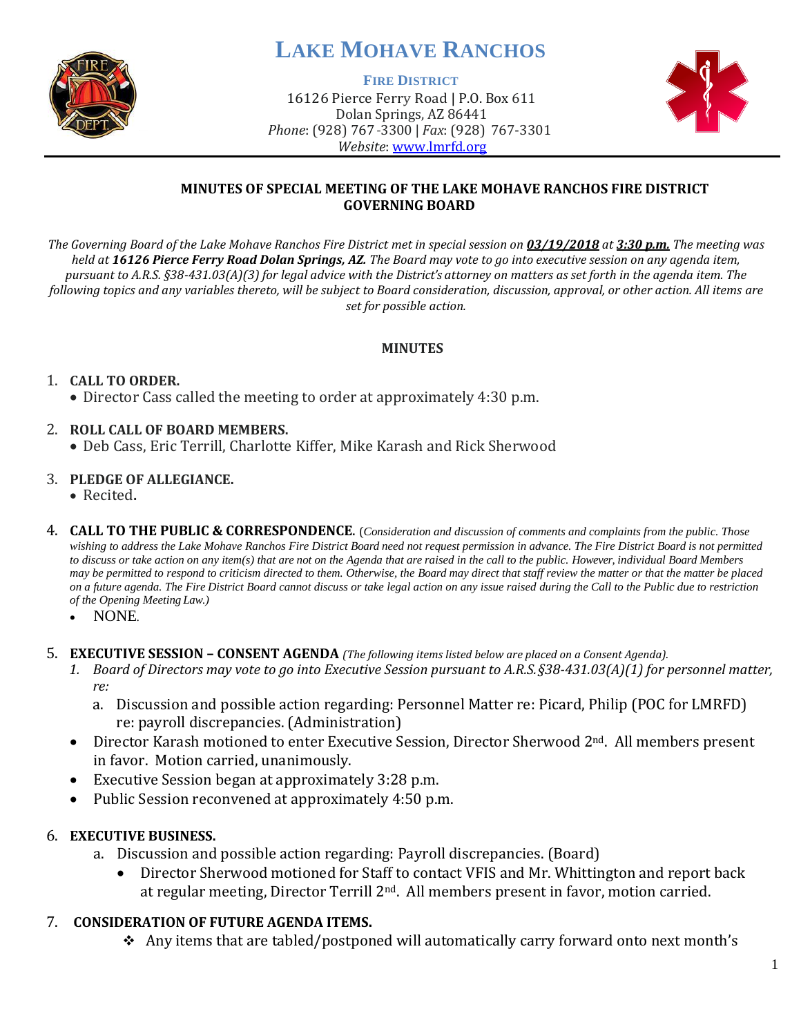# LAKE MOHAVE RANCHOS

**FIRE DISTRICT**
16126 Pierce Ferry Road | P.O. Box 611
Dolan Springs, AZ 86441
*Phone*: (928) 767-3300 | *Fax*: (928) 767-3301
*Website*: www.lmrfd.org

**MINUTES OF SPECIAL MEETING OF THE LAKE MOHAVE RANCHOS FIRE DISTRICT GOVERNING BOARD**

*The Governing Board of the Lake Mohave Ranchos Fire District met in special session on **03/19/2018** at **3:30 p.m.** The meeting was held at **16126 Pierce Ferry Road Dolan Springs, AZ.** The Board may vote to go into executive session on any agenda item, pursuant to A.R.S. §38-431.03(A)(3) for legal advice with the District's attorney on matters as set forth in the agenda item. The following topics and any variables thereto, will be subject to Board consideration, discussion, approval, or other action. All items are set for possible action.*

**MINUTES**

1. **CALL TO ORDER.**
   - Director Cass called the meeting to order at approximately 4:30 p.m.

2. **ROLL CALL OF BOARD MEMBERS.**
   - Deb Cass, Eric Terrill, Charlotte Kiffer, Mike Karash and Rick Sherwood

3. **PLEDGE OF ALLEGIANCE.**
   - Recited.

4. **CALL TO THE PUBLIC & CORRESPONDENCE.** (*Consideration and discussion of comments and complaints from the public. Those wishing to address the Lake Mohave Ranchos Fire District Board need not request permission in advance. The Fire District Board is not permitted to discuss or take action on any item(s) that are not on the Agenda that are raised in the call to the public. However, individual Board Members may be permitted to respond to criticism directed to them. Otherwise, the Board may direct that staff review the matter or that the matter be placed on a future agenda. The Fire District Board cannot discuss or take legal action on any issue raised during the Call to the Public due to restriction of the Opening Meeting Law.)*
   - NONE.

5. **EXECUTIVE SESSION – CONSENT AGENDA** *(The following items listed below are placed on a Consent Agenda).*
   1. *Board of Directors may vote to go into Executive Session pursuant to A.R.S.§38-431.03(A)(1) for personnel matter, re:*
      a. Discussion and possible action regarding: Personnel Matter re: Picard, Philip (POC for LMRFD) re: payroll discrepancies. (Administration)
   - Director Karash motioned to enter Executive Session, Director Sherwood 2nd. All members present in favor. Motion carried, unanimously.
   - Executive Session began at approximately 3:28 p.m.
   - Public Session reconvened at approximately 4:50 p.m.

6. **EXECUTIVE BUSINESS.**
   a. Discussion and possible action regarding: Payroll discrepancies. (Board)
      - Director Sherwood motioned for Staff to contact VFIS and Mr. Whittington and report back at regular meeting, Director Terrill 2nd. All members present in favor, motion carried.

7. **CONSIDERATION OF FUTURE AGENDA ITEMS.**
   - ❖ Any items that are tabled/postponed will automatically carry forward onto next month's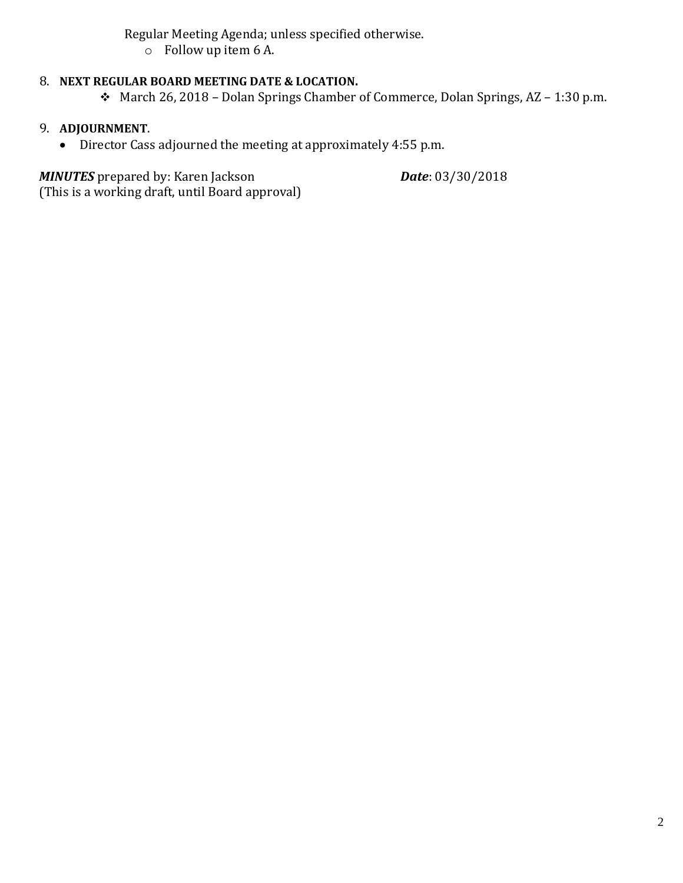Regular Meeting Agenda; unless specified otherwise.

- Follow up item 6 A.

8. **NEXT REGULAR BOARD MEETING DATE & LOCATION.**
   - ❖ March 26, 2018 – Dolan Springs Chamber of Commerce, Dolan Springs, AZ – 1:30 p.m.

9. **ADJOURNMENT**.
   - Director Cass adjourned the meeting at approximately 4:55 p.m.

***MINUTES*** prepared by: Karen Jackson ***Date***: 03/30/2018
(This is a working draft, until Board approval)